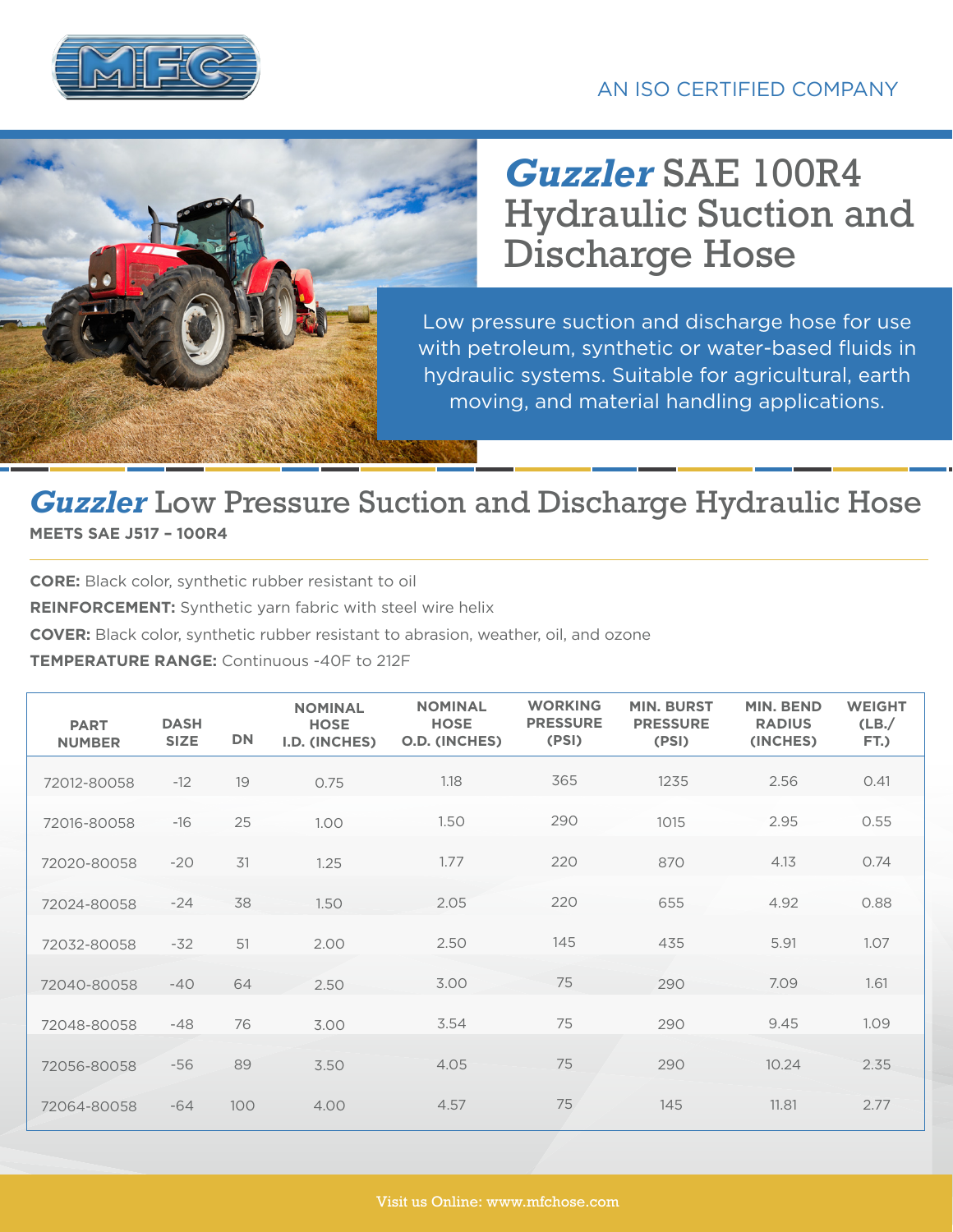AN ISO CERTIFIED COMPANY

# *Guzzler* SAE 100R4 Hydraulic Suction and Discharge Hose

Low pressure suction and discharge hose for use with petroleum, synthetic or water-based fluids in hydraulic systems. Suitable for agricultural, earth moving, and material handling applications.

## *Guzzler* Low Pressure Suction and Discharge Hydraulic Hose

**MEETS SAE J517 – 100R4**

**CORE:** Black color, synthetic rubber resistant to oil

**REINFORCEMENT:** Synthetic yarn fabric with steel wire helix

**COVER:** Black color, synthetic rubber resistant to abrasion, weather, oil, and ozone

**TEMPERATURE RANGE:** Continuous -40F to 212F

| PART NUMBER | DASH SIZE | DN | NOMINAL HOSE I.D. (INCHES) | NOMINAL HOSE O.D. (INCHES) | WORKING PRESSURE (PSI) | MIN. BURST PRESSURE (PSI) | MIN. BEND RADIUS (INCHES) | WEIGHT (LB./ FT.) |
|---|---|---|---|---|---|---|---|---|
| 72012-80058 | -12 | 19 | 0.75 | 1.18 | 365 | 1235 | 2.56 | 0.41 |
| 72016-80058 | -16 | 25 | 1.00 | 1.50 | 290 | 1015 | 2.95 | 0.55 |
| 72020-80058 | -20 | 31 | 1.25 | 1.77 | 220 | 870 | 4.13 | 0.74 |
| 72024-80058 | -24 | 38 | 1.50 | 2.05 | 220 | 655 | 4.92 | 0.88 |
| 72032-80058 | -32 | 51 | 2.00 | 2.50 | 145 | 435 | 5.91 | 1.07 |
| 72040-80058 | -40 | 64 | 2.50 | 3.00 | 75 | 290 | 7.09 | 1.61 |
| 72048-80058 | -48 | 76 | 3.00 | 3.54 | 75 | 290 | 9.45 | 1.09 |
| 72056-80058 | -56 | 89 | 3.50 | 4.05 | 75 | 290 | 10.24 | 2.35 |
| 72064-80058 | -64 | 100 | 4.00 | 4.57 | 75 | 145 | 11.81 | 2.77 |

Visit us Online: www.mfchose.com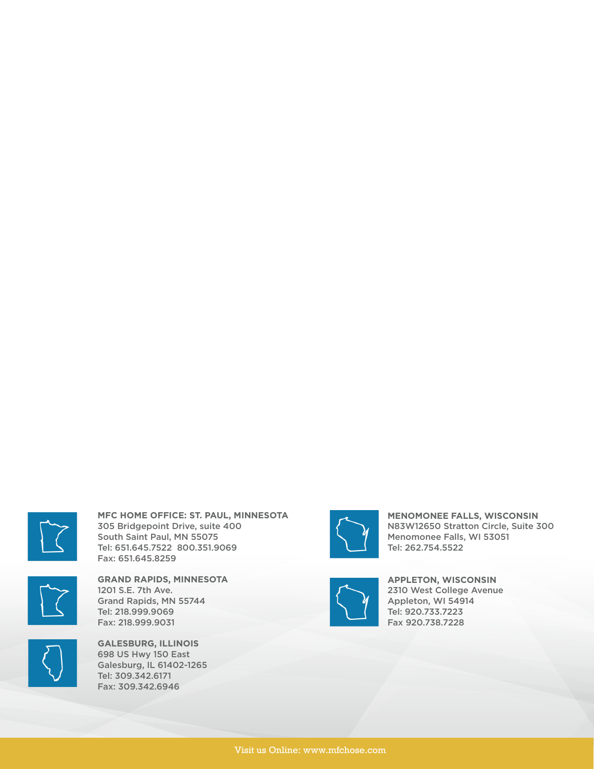**MFC HOME OFFICE: ST. PAUL, MINNESOTA**
305 Bridgepoint Drive, suite 400
South Saint Paul, MN 55075
Tel: 651.645.7522 800.351.9069
Fax: 651.645.8259

**GRAND RAPIDS, MINNESOTA**
1201 S.E. 7th Ave.
Grand Rapids, MN 55744
Tel: 218.999.9069
Fax: 218.999.9031

**GALESBURG, ILLINOIS**
698 US Hwy 150 East
Galesburg, IL 61402-1265
Tel: 309.342.6171
Fax: 309.342.6946

**MENOMONEE FALLS, WISCONSIN**
N83W12650 Stratton Circle, Suite 300
Menomonee Falls, WI 53051
Tel: 262.754.5522

**APPLETON, WISCONSIN**
2310 West College Avenue
Appleton, WI 54914
Tel: 920.733.7223
Fax 920.738.7228

Visit us Online: www.mfchose.com